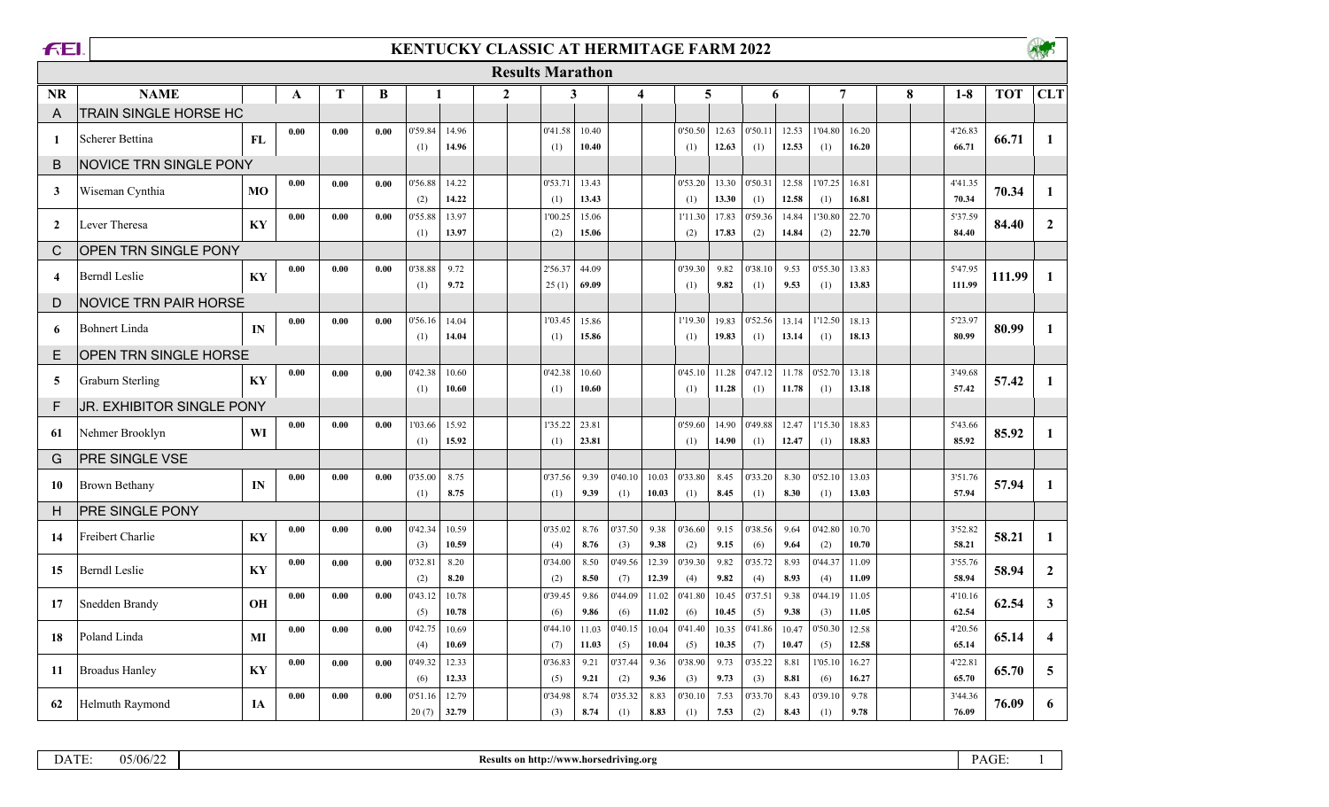# KENTUCKY CLASSIC AT HERMITAGE FARM 2022

## Results Marathon

| NR | NAME | | A | T | B | 1 | | 2 | 3 | | 4 | | 5 | | 6 | | 7 | | 8 | 1-8 | TOT | CLT |
|---|---|---|---|---|---|---|---|---|---|---|---|---|---|---|---|---|---|---|---|---|---|---|
| A | TRAIN SINGLE HORSE HC | | | | | | | | | | | | | | | | | | | | | |
| 1 | Scherer Bettina | FL | 0.00 | 0.00 | 0.00 | 0'59.84 (1) | 14.96 14.96 | | 0'41.58 (1) | 10.40 10.40 | | | 0'50.50 (1) | 12.63 12.63 | 0'50.11 (1) | 12.53 12.53 | 1'04.80 (1) | 16.20 16.20 | | 4'26.83 66.71 | 66.71 | 1 |
| B | NOVICE TRN SINGLE PONY | | | | | | | | | | | | | | | | | | | | | |
| 3 | Wiseman Cynthia | MO | 0.00 | 0.00 | 0.00 | 0'56.88 (2) | 14.22 14.22 | | 0'53.71 (1) | 13.43 13.43 | | | 0'53.20 (1) | 13.30 13.30 | 0'50.31 (1) | 12.58 12.58 | 1'07.25 (1) | 16.81 16.81 | | 4'41.35 70.34 | 70.34 | 1 |
| 2 | Lever Theresa | KY | 0.00 | 0.00 | 0.00 | 0'55.88 (1) | 13.97 13.97 | | 1'00.25 (2) | 15.06 15.06 | | | 1'11.30 (2) | 17.83 17.83 | 0'59.36 (2) | 14.84 14.84 | 1'30.80 (2) | 22.70 22.70 | | 5'37.59 84.40 | 84.40 | 2 |
| C | OPEN TRN SINGLE PONY | | | | | | | | | | | | | | | | | | | | | |
| 4 | Berndl Leslie | KY | 0.00 | 0.00 | 0.00 | 0'38.88 (1) | 9.72 9.72 | | 2'56.37 25 (1) | 44.09 69.09 | | | 0'39.30 (1) | 9.82 9.82 | 0'38.10 (1) | 9.53 9.53 | 0'55.30 (1) | 13.83 13.83 | | 5'47.95 111.99 | 111.99 | 1 |
| D | NOVICE TRN PAIR HORSE | | | | | | | | | | | | | | | | | | | | | |
| 6 | Bohnert Linda | IN | 0.00 | 0.00 | 0.00 | 0'56.16 (1) | 14.04 14.04 | | 1'03.45 (1) | 15.86 15.86 | | | 1'19.30 (1) | 19.83 19.83 | 0'52.56 (1) | 13.14 13.14 | 1'12.50 (1) | 18.13 18.13 | | 5'23.97 80.99 | 80.99 | 1 |
| E | OPEN TRN SINGLE HORSE | | | | | | | | | | | | | | | | | | | | | |
| 5 | Graburn Sterling | KY | 0.00 | 0.00 | 0.00 | 0'42.38 (1) | 10.60 10.60 | | 0'42.38 (1) | 10.60 10.60 | | | 0'45.10 (1) | 11.28 11.28 | 0'47.12 (1) | 11.78 11.78 | 0'52.70 (1) | 13.18 13.18 | | 3'49.68 57.42 | 57.42 | 1 |
| F | JR. EXHIBITOR SINGLE PONY | | | | | | | | | | | | | | | | | | | | | |
| 61 | Nehmer Brooklyn | WI | 0.00 | 0.00 | 0.00 | 1'03.66 (1) | 15.92 15.92 | | 1'35.22 (1) | 23.81 23.81 | | | 0'59.60 (1) | 14.90 14.90 | 0'49.88 (1) | 12.47 12.47 | 1'15.30 (1) | 18.83 18.83 | | 5'43.66 85.92 | 85.92 | 1 |
| G | PRE SINGLE VSE | | | | | | | | | | | | | | | | | | | | | |
| 10 | Brown Bethany | IN | 0.00 | 0.00 | 0.00 | 0'35.00 (1) | 8.75 8.75 | | 0'37.56 (1) | 9.39 9.39 | 0'40.10 (1) | 10.03 10.03 | 0'33.80 (1) | 8.45 8.45 | 0'33.20 (1) | 8.30 8.30 | 0'52.10 (1) | 13.03 13.03 | | 3'51.76 57.94 | 57.94 | 1 |
| H | PRE SINGLE PONY | | | | | | | | | | | | | | | | | | | | | |
| 14 | Freibert Charlie | KY | 0.00 | 0.00 | 0.00 | 0'42.34 (3) | 10.59 10.59 | | 0'35.02 (4) | 8.76 8.76 | 0'37.50 (3) | 9.38 9.38 | 0'36.60 (2) | 9.15 9.15 | 0'38.56 (6) | 9.64 9.64 | 0'42.80 (2) | 10.70 10.70 | | 3'52.82 58.21 | 58.21 | 1 |
| 15 | Berndl Leslie | KY | 0.00 | 0.00 | 0.00 | 0'32.81 (2) | 8.20 8.20 | | 0'34.00 (2) | 8.50 8.50 | 0'49.56 (7) | 12.39 12.39 | 0'39.30 (4) | 9.82 9.82 | 0'35.72 (4) | 8.93 8.93 | 0'44.37 (4) | 11.09 11.09 | | 3'55.76 58.94 | 58.94 | 2 |
| 17 | Snedden Brandy | OH | 0.00 | 0.00 | 0.00 | 0'43.12 (5) | 10.78 10.78 | | 0'39.45 (6) | 9.86 9.86 | 0'44.09 (6) | 11.02 11.02 | 0'41.80 (6) | 10.45 10.45 | 0'37.51 (5) | 9.38 9.38 | 0'44.19 (3) | 11.05 11.05 | | 4'10.16 62.54 | 62.54 | 3 |
| 18 | Poland Linda | MI | 0.00 | 0.00 | 0.00 | 0'42.75 (4) | 10.69 10.69 | | 0'44.10 (7) | 11.03 11.03 | 0'40.15 (5) | 10.04 10.04 | 0'41.40 (5) | 10.35 10.35 | 0'41.86 (7) | 10.47 10.47 | 0'50.30 (5) | 12.58 12.58 | | 4'20.56 65.14 | 65.14 | 4 |
| 11 | Broadus Hanley | KY | 0.00 | 0.00 | 0.00 | 0'49.32 (6) | 12.33 12.33 | | 0'36.83 (5) | 9.21 9.21 | 0'37.44 (2) | 9.36 9.36 | 0'38.90 (3) | 9.73 9.73 | 0'35.22 (3) | 8.81 8.81 | 1'05.10 (6) | 16.27 16.27 | | 4'22.81 65.70 | 65.70 | 5 |
| 62 | Helmuth Raymond | IA | 0.00 | 0.00 | 0.00 | 0'51.16 20 (7) | 12.79 32.79 | | 0'34.98 (3) | 8.74 8.74 | 0'35.32 (1) | 8.83 8.83 | 0'30.10 (1) | 7.53 7.53 | 0'33.70 (2) | 8.43 8.43 | 0'39.10 (1) | 9.78 9.78 | | 3'44.36 76.09 | 76.09 | 6 |

DATE: 05/06/22

Results on http://www.horsedriving.org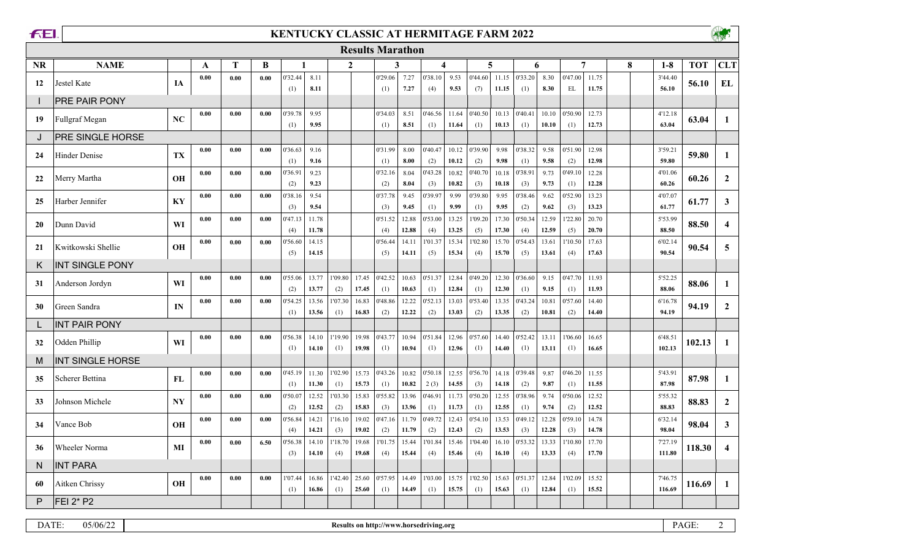# KENTUCKY CLASSIC AT HERMITAGE FARM 2022

## Results Marathon

| NR | NAME | | A | T | B | 1 | | 2 | | 3 | | 4 | | 5 | | 6 | | 7 | | 8 | | 1-8 | TOT | CLT |
|---|---|---|---|---|---|---|---|---|---|---|---|---|---|---|---|---|---|---|---|---|---|---|---|---|
| 12 | Jestel Kate | IA | 0.00 | 0.00 | 0.00 | 0'32.44 (1) | 8.11 8.11 | | | 0'29.06 (1) | 7.27 7.27 | 0'38.10 (4) | 9.53 9.53 | 0'44.60 (7) | 11.15 11.15 | 0'33.20 (1) | 8.30 8.30 | 0'47.00 EL | 11.75 11.75 | | | 3'44.40 56.10 | 56.10 | EL |
| I | PRE PAIR PONY | | | | | | | | | | | | | | | | | | | | | | | |
| 19 | Fullgraf Megan | NC | 0.00 | 0.00 | 0.00 | 0'39.78 (1) | 9.95 9.95 | | | 0'34.03 (1) | 8.51 8.51 | 0'46.56 (1) | 11.64 11.64 | 0'40.50 (1) | 10.13 10.13 | 0'40.41 (1) | 10.10 10.10 | 0'50.90 (1) | 12.73 12.73 | | | 4'12.18 63.04 | 63.04 | 1 |
| J | PRE SINGLE HORSE | | | | | | | | | | | | | | | | | | | | | | | |
| 24 | Hinder Denise | TX | 0.00 | 0.00 | 0.00 | 0'36.63 (1) | 9.16 9.16 | | | 0'31.99 (1) | 8.00 8.00 | 0'40.47 (2) | 10.12 10.12 | 0'39.90 (2) | 9.98 9.98 | 0'38.32 (1) | 9.58 9.58 | 0'51.90 (2) | 12.98 12.98 | | | 3'59.21 59.80 | 59.80 | 1 |
| 22 | Merry Martha | OH | 0.00 | 0.00 | 0.00 | 0'36.91 (2) | 9.23 9.23 | | | 0'32.16 (2) | 8.04 8.04 | 0'43.28 (3) | 10.82 10.82 | 0'40.70 (3) | 10.18 10.18 | 0'38.91 (3) | 9.73 9.73 | 0'49.10 (1) | 12.28 12.28 | | | 4'01.06 60.26 | 60.26 | 2 |
| 25 | Harber Jennifer | KY | 0.00 | 0.00 | 0.00 | 0'38.16 (3) | 9.54 9.54 | | | 0'37.78 (3) | 9.45 9.45 | 0'39.97 (1) | 9.99 9.99 | 0'39.80 (1) | 9.95 9.95 | 0'38.46 (2) | 9.62 9.62 | 0'52.90 (3) | 13.23 13.23 | | | 4'07.07 61.77 | 61.77 | 3 |
| 20 | Dunn David | WI | 0.00 | 0.00 | 0.00 | 0'47.13 (4) | 11.78 11.78 | | | 0'51.52 (4) | 12.88 12.88 | 0'53.00 (4) | 13.25 13.25 | 1'09.20 (5) | 17.30 17.30 | 0'50.34 (4) | 12.59 12.59 | 1'22.80 (5) | 20.70 20.70 | | | 5'53.99 88.50 | 88.50 | 4 |
| 21 | Kwitkowski Shellie | OH | 0.00 | 0.00 | 0.00 | 0'56.60 (5) | 14.15 14.15 | | | 0'56.44 (5) | 14.11 14.11 | 1'01.37 (5) | 15.34 15.34 | 1'02.80 (4) | 15.70 15.70 | 0'54.43 (5) | 13.61 13.61 | 1'10.50 (4) | 17.63 17.63 | | | 6'02.14 90.54 | 90.54 | 5 |
| K | INT SINGLE PONY | | | | | | | | | | | | | | | | | | | | | | | |
| 31 | Anderson Jordyn | WI | 0.00 | 0.00 | 0.00 | 0'55.06 (2) | 13.77 13.77 | 1'09.80 (2) | 17.45 17.45 | 0'42.52 (1) | 10.63 10.63 | 0'51.37 (1) | 12.84 12.84 | 0'49.20 (1) | 12.30 12.30 | 0'36.60 (1) | 9.15 9.15 | 0'47.70 (1) | 11.93 11.93 | | | 5'52.25 88.06 | 88.06 | 1 |
| 30 | Green Sandra | IN | 0.00 | 0.00 | 0.00 | 0'54.25 (1) | 13.56 13.56 | 1'07.30 (1) | 16.83 16.83 | 0'48.86 (2) | 12.22 12.22 | 0'52.13 (2) | 13.03 13.03 | 0'53.40 (2) | 13.35 13.35 | 0'43.24 (2) | 10.81 10.81 | 0'57.60 (2) | 14.40 14.40 | | | 6'16.78 94.19 | 94.19 | 2 |
| L | INT PAIR PONY | | | | | | | | | | | | | | | | | | | | | | | |
| 32 | Odden Phillip | WI | 0.00 | 0.00 | 0.00 | 0'56.38 (1) | 14.10 14.10 | 1'19.90 (1) | 19.98 19.98 | 0'43.77 (1) | 10.94 10.94 | 0'51.84 (1) | 12.96 12.96 | 0'57.60 (1) | 14.40 14.40 | 0'52.42 (1) | 13.11 13.11 | 1'06.60 (1) | 16.65 16.65 | | | 6'48.51 102.13 | 102.13 | 1 |
| M | INT SINGLE HORSE | | | | | | | | | | | | | | | | | | | | | | | |
| 35 | Scherer Bettina | FL | 0.00 | 0.00 | 0.00 | 0'45.19 (1) | 11.30 11.30 | 1'02.90 (1) | 15.73 15.73 | 0'43.26 (1) | 10.82 10.82 | 0'50.18 2 (3) | 12.55 14.55 | 0'56.70 (3) | 14.18 14.18 | 0'39.48 (2) | 9.87 9.87 | 0'46.20 (1) | 11.55 11.55 | | | 5'43.91 87.98 | 87.98 | 1 |
| 33 | Johnson Michele | NY | 0.00 | 0.00 | 0.00 | 0'50.07 (2) | 12.52 12.52 | 1'03.30 (2) | 15.83 15.83 | 0'55.82 (3) | 13.96 13.96 | 0'46.91 (1) | 11.73 11.73 | 0'50.20 (1) | 12.55 12.55 | 0'38.96 (1) | 9.74 9.74 | 0'50.06 (2) | 12.52 12.52 | | | 5'55.32 88.83 | 88.83 | 2 |
| 34 | Vance Bob | OH | 0.00 | 0.00 | 0.00 | 0'56.84 (4) | 14.21 14.21 | 1'16.10 (3) | 19.02 19.02 | 0'47.16 (2) | 11.79 11.79 | 0'49.72 (2) | 12.43 12.43 | 0'54.10 (2) | 13.53 13.53 | 0'49.12 (3) | 12.28 12.28 | 0'59.10 (3) | 14.78 14.78 | | | 6'32.14 98.04 | 98.04 | 3 |
| 36 | Wheeler Norma | MI | 0.00 | 0.00 | 6.50 | 0'56.38 (3) | 14.10 14.10 | 1'18.70 (4) | 19.68 19.68 | 1'01.75 (4) | 15.44 15.44 | 1'01.84 (4) | 15.46 15.46 | 1'04.40 (4) | 16.10 16.10 | 0'53.32 (4) | 13.33 13.33 | 1'10.80 (4) | 17.70 17.70 | | | 7'27.19 111.80 | 118.30 | 4 |
| N | INT PARA | | | | | | | | | | | | | | | | | | | | | | | |
| 60 | Aitken Chrissy | OH | 0.00 | 0.00 | 0.00 | 1'07.44 (1) | 16.86 16.86 | 1'42.40 (1) | 25.60 25.60 | 0'57.95 (1) | 14.49 14.49 | 1'03.00 (1) | 15.75 15.75 | 1'02.50 (1) | 15.63 15.63 | 0'51.37 (1) | 12.84 12.84 | 1'02.09 (1) | 15.52 15.52 | | | 7'46.75 116.69 | 116.69 | 1 |
| P | FEI 2* P2 | | | | | | | | | | | | | | | | | | | | | | | |

DATE: 05/06/22

Results on http://www.horsedriving.org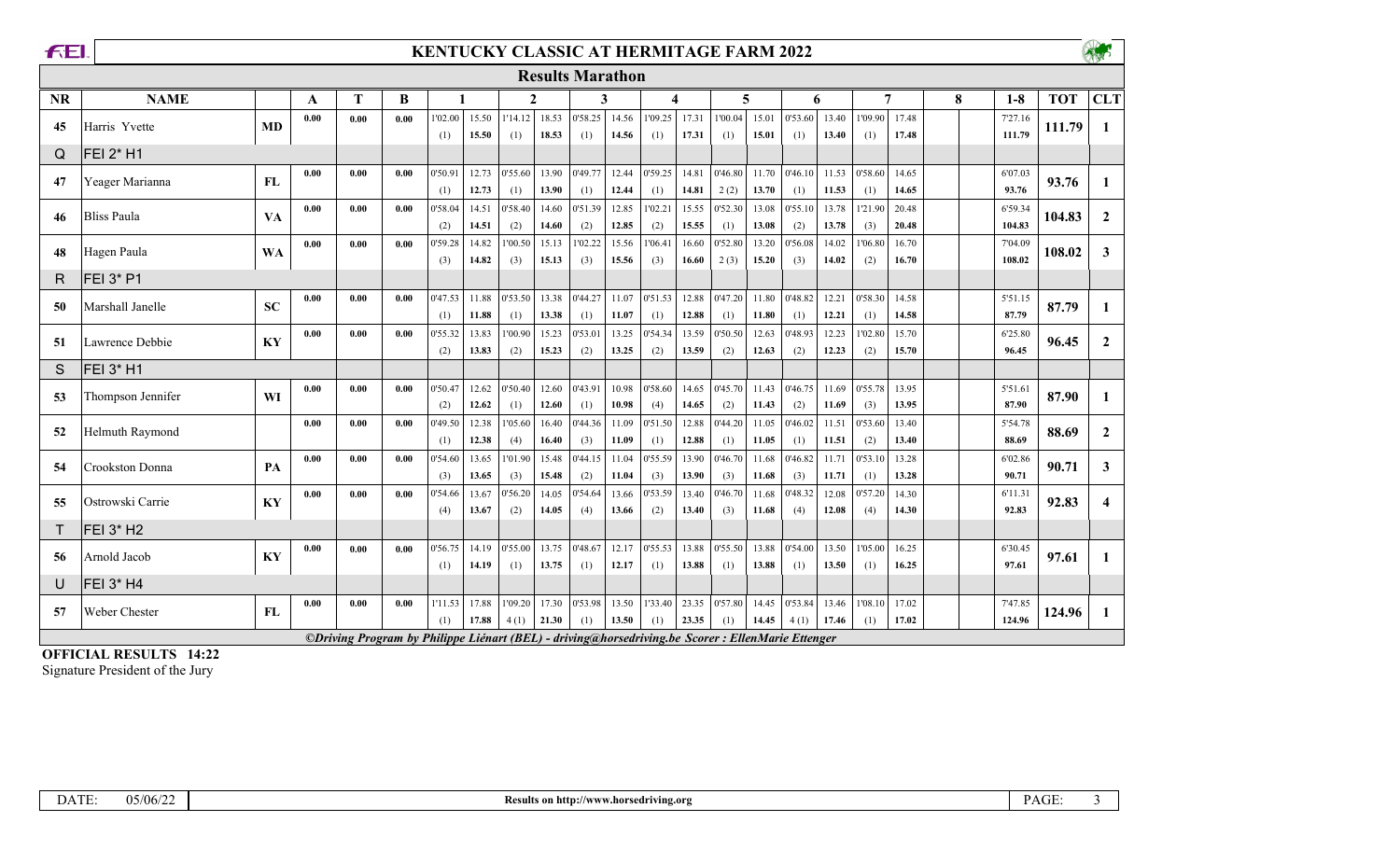# KENTUCKY CLASSIC AT HERMITAGE FARM 2022

## Results Marathon

| NR | NAME | | A | T | B | 1 | | 2 | | 3 | | 4 | | 5 | | 6 | | 7 | | 8 | | 1-8 | TOT | CLT |
|---|---|---|---|---|---|---|---|---|---|---|---|---|---|---|---|---|---|---|---|---|---|---|---|---|
| 45 | Harris Yvette | MD | 0.00 | 0.00 | 0.00 | 1'02.00 (1) | 15.50 15.50 | 1'14.12 (1) | 18.53 18.53 | 0'58.25 (1) | 14.56 14.56 | 1'09.25 (1) | 17.31 17.31 | 1'00.04 (1) | 15.01 15.01 | 0'53.60 (1) | 13.40 13.40 | 1'09.90 (1) | 17.48 17.48 | | | 7'27.16 111.79 | 111.79 | 1 |
| Q | FEI 2* H1 | | | | | | | | | | | | | | | | | | | | | | | |
| 47 | Yeager Marianna | FL | 0.00 | 0.00 | 0.00 | 0'50.91 (1) | 12.73 12.73 | 0'55.60 (1) | 13.90 13.90 | 0'49.77 (1) | 12.44 12.44 | 0'59.25 (1) | 14.81 14.81 | 0'46.80 2 (2) | 11.70 13.70 | 0'46.10 (1) | 11.53 11.53 | 0'58.60 (1) | 14.65 14.65 | | | 6'07.03 93.76 | 93.76 | 1 |
| 46 | Bliss Paula | VA | 0.00 | 0.00 | 0.00 | 0'58.04 (2) | 14.51 14.51 | 0'58.40 (2) | 14.60 14.60 | 0'51.39 (2) | 12.85 12.85 | 1'02.21 (2) | 15.55 15.55 | 0'52.30 (1) | 13.08 13.08 | 0'55.10 (2) | 13.78 13.78 | 1'21.90 (3) | 20.48 20.48 | | | 6'59.34 104.83 | 104.83 | 2 |
| 48 | Hagen Paula | WA | 0.00 | 0.00 | 0.00 | 0'59.28 (3) | 14.82 14.82 | 1'00.50 (3) | 15.13 15.13 | 1'02.22 (3) | 15.56 15.56 | 1'06.41 (3) | 16.60 16.60 | 0'52.80 2 (3) | 13.20 15.20 | 0'56.08 (3) | 14.02 14.02 | 1'06.80 (2) | 16.70 16.70 | | | 7'04.09 108.02 | 108.02 | 3 |
| R | FEI 3* P1 | | | | | | | | | | | | | | | | | | | | | | | |
| 50 | Marshall Janelle | SC | 0.00 | 0.00 | 0.00 | 0'47.53 (1) | 11.88 11.88 | 0'53.50 (1) | 13.38 13.38 | 0'44.27 (1) | 11.07 11.07 | 0'51.53 (1) | 12.88 12.88 | 0'47.20 (1) | 11.80 11.80 | 0'48.82 (1) | 12.21 12.21 | 0'58.30 (1) | 14.58 14.58 | | | 5'51.15 87.79 | 87.79 | 1 |
| 51 | Lawrence Debbie | KY | 0.00 | 0.00 | 0.00 | 0'55.32 (2) | 13.83 13.83 | 1'00.90 (2) | 15.23 15.23 | 0'53.01 (2) | 13.25 13.25 | 0'54.34 (2) | 13.59 13.59 | 0'50.50 (2) | 12.63 12.63 | 0'48.93 (2) | 12.23 12.23 | 1'02.80 (2) | 15.70 15.70 | | | 6'25.80 96.45 | 96.45 | 2 |
| S | FEI 3* H1 | | | | | | | | | | | | | | | | | | | | | | | |
| 53 | Thompson Jennifer | WI | 0.00 | 0.00 | 0.00 | 0'50.47 (2) | 12.62 12.62 | 0'50.40 (1) | 12.60 12.60 | 0'43.91 (1) | 10.98 10.98 | 0'58.60 (4) | 14.65 14.65 | 0'45.70 (2) | 11.43 11.43 | 0'46.75 (2) | 11.69 11.69 | 0'55.78 (3) | 13.95 13.95 | | | 5'51.61 87.90 | 87.90 | 1 |
| 52 | Helmuth Raymond | | 0.00 | 0.00 | 0.00 | 0'49.50 (1) | 12.38 12.38 | 1'05.60 (4) | 16.40 16.40 | 0'44.36 (3) | 11.09 11.09 | 0'51.50 (1) | 12.88 12.88 | 0'44.20 (1) | 11.05 11.05 | 0'46.02 (1) | 11.51 11.51 | 0'53.60 (2) | 13.40 13.40 | | | 5'54.78 88.69 | 88.69 | 2 |
| 54 | Crookston Donna | PA | 0.00 | 0.00 | 0.00 | 0'54.60 (3) | 13.65 13.65 | 1'01.90 (3) | 15.48 15.48 | 0'44.15 (2) | 11.04 11.04 | 0'55.59 (3) | 13.90 13.90 | 0'46.70 (3) | 11.68 11.68 | 0'46.82 (3) | 11.71 11.71 | 0'53.10 (1) | 13.28 13.28 | | | 6'02.86 90.71 | 90.71 | 3 |
| 55 | Ostrowski Carrie | KY | 0.00 | 0.00 | 0.00 | 0'54.66 (4) | 13.67 13.67 | 0'56.20 (2) | 14.05 14.05 | 0'54.64 (4) | 13.66 13.66 | 0'53.59 (2) | 13.40 13.40 | 0'46.70 (3) | 11.68 11.68 | 0'48.32 (4) | 12.08 12.08 | 0'57.20 (4) | 14.30 14.30 | | | 6'11.31 92.83 | 92.83 | 4 |
| T | FEI 3* H2 | | | | | | | | | | | | | | | | | | | | | | | |
| 56 | Arnold Jacob | KY | 0.00 | 0.00 | 0.00 | 0'56.75 (1) | 14.19 14.19 | 0'55.00 (1) | 13.75 13.75 | 0'48.67 (1) | 12.17 12.17 | 0'55.53 (1) | 13.88 13.88 | 0'55.50 (1) | 13.88 13.88 | 0'54.00 (1) | 13.50 13.50 | 1'05.00 (1) | 16.25 16.25 | | | 6'30.45 97.61 | 97.61 | 1 |
| U | FEI 3* H4 | | | | | | | | | | | | | | | | | | | | | | | |
| 57 | Weber Chester | FL | 0.00 | 0.00 | 0.00 | 1'11.53 (1) | 17.88 17.88 | 1'09.20 4 (1) | 17.30 21.30 | 0'53.98 (1) | 13.50 13.50 | 1'33.40 (1) | 23.35 23.35 | 0'57.80 (1) | 14.45 14.45 | 0'53.84 4 (1) | 13.46 17.46 | 1'08.10 (1) | 17.02 17.02 | | | 7'47.85 124.96 | 124.96 | 1 |

©Driving Program by Philippe Liénart (BEL) - driving@horsedriving.be Scorer : EllenMarie Ettenger

**OFFICIAL RESULTS 14:22**

Signature President of the Jury

DATE: 05/06/22

Results on http://www.horsedriving.org